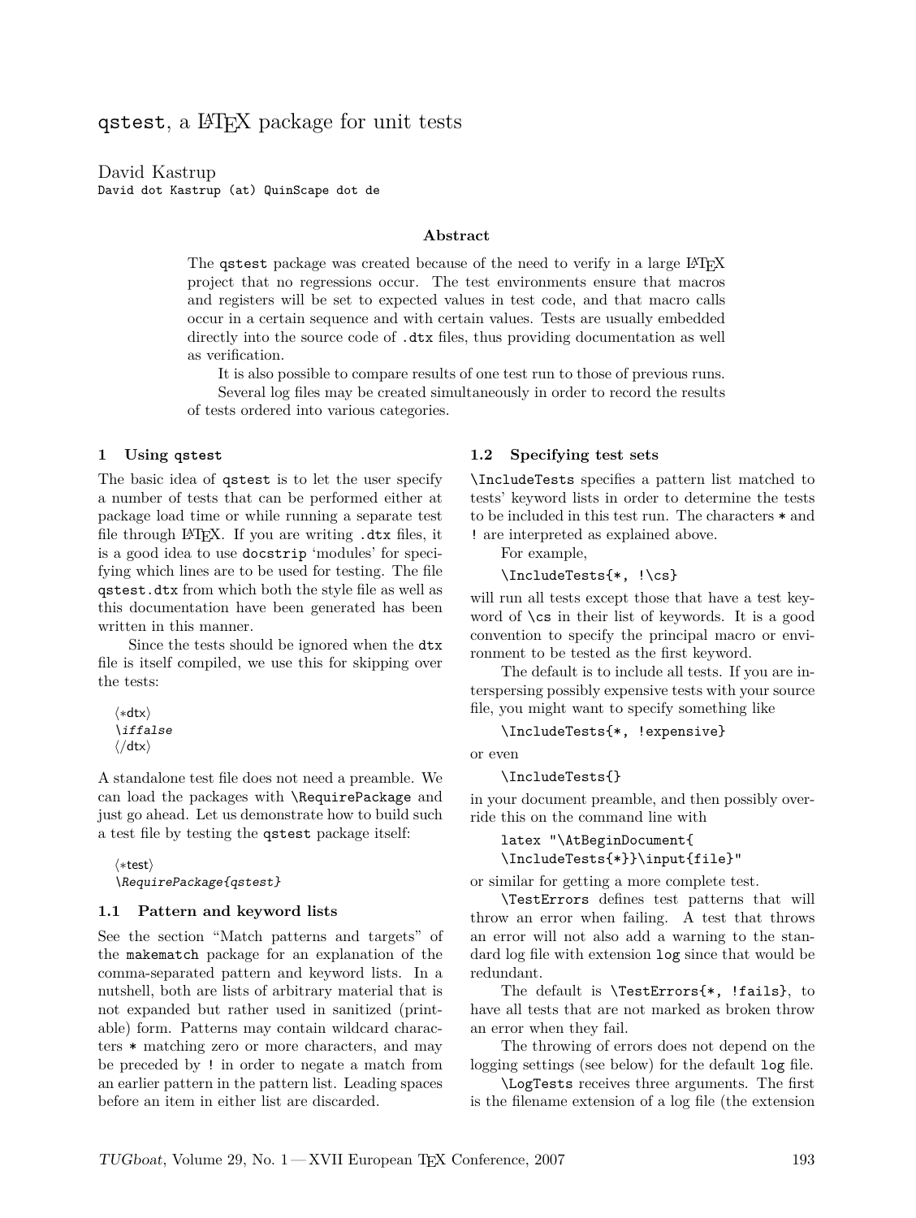# qstest, a LaTeX package for unit tests

David Kastrup
David dot Kastrup (at) QuinScape dot de

### Abstract

The qstest package was created because of the need to verify in a large LaTeX project that no regressions occur. The test environments ensure that macros and registers will be set to expected values in test code, and that macro calls occur in a certain sequence and with certain values. Tests are usually embedded directly into the source code of .dtx files, thus providing documentation as well as verification.

It is also possible to compare results of one test run to those of previous runs.

Several log files may be created simultaneously in order to record the results of tests ordered into various categories.

## 1 Using qstest

The basic idea of qstest is to let the user specify a number of tests that can be performed either at package load time or while running a separate test file through LaTeX. If you are writing .dtx files, it is a good idea to use docstrip 'modules' for specifying which lines are to be used for testing. The file qstest.dtx from which both the style file as well as this documentation have been generated has been written in this manner.

Since the tests should be ignored when the dtx file is itself compiled, we use this for skipping over the tests:

```
⟨*dtx⟩
\iffalse
⟨/dtx⟩
```

A standalone test file does not need a preamble. We can load the packages with \RequirePackage and just go ahead. Let us demonstrate how to build such a test file by testing the qstest package itself:

```
⟨*test⟩
\RequirePackage{qstest}
```

### 1.1 Pattern and keyword lists

See the section "Match patterns and targets" of the makematch package for an explanation of the comma-separated pattern and keyword lists. In a nutshell, both are lists of arbitrary material that is not expanded but rather used in sanitized (printable) form. Patterns may contain wildcard characters * matching zero or more characters, and may be preceded by ! in order to negate a match from an earlier pattern in the pattern list. Leading spaces before an item in either list are discarded.

### 1.2 Specifying test sets

\IncludeTests specifies a pattern list matched to tests' keyword lists in order to determine the tests to be included in this test run. The characters * and ! are interpreted as explained above.

For example,

```
\IncludeTests{*, !\cs}
```

will run all tests except those that have a test keyword of \cs in their list of keywords. It is a good convention to specify the principal macro or environment to be tested as the first keyword.

The default is to include all tests. If you are interspersing possibly expensive tests with your source file, you might want to specify something like

```
\IncludeTests{*, !expensive}
```

or even

```
\IncludeTests{}
```

in your document preamble, and then possibly override this on the command line with

```
latex "\AtBeginDocument{
\IncludeTests{*}}\input{file}"
```

or similar for getting a more complete test.

\TestErrors defines test patterns that will throw an error when failing. A test that throws an error will not also add a warning to the standard log file with extension log since that would be redundant.

The default is \TestErrors{*, !fails}, to have all tests that are not marked as broken throw an error when they fail.

The throwing of errors does not depend on the logging settings (see below) for the default log file.

\LogTests receives three arguments. The first is the filename extension of a log file (the extension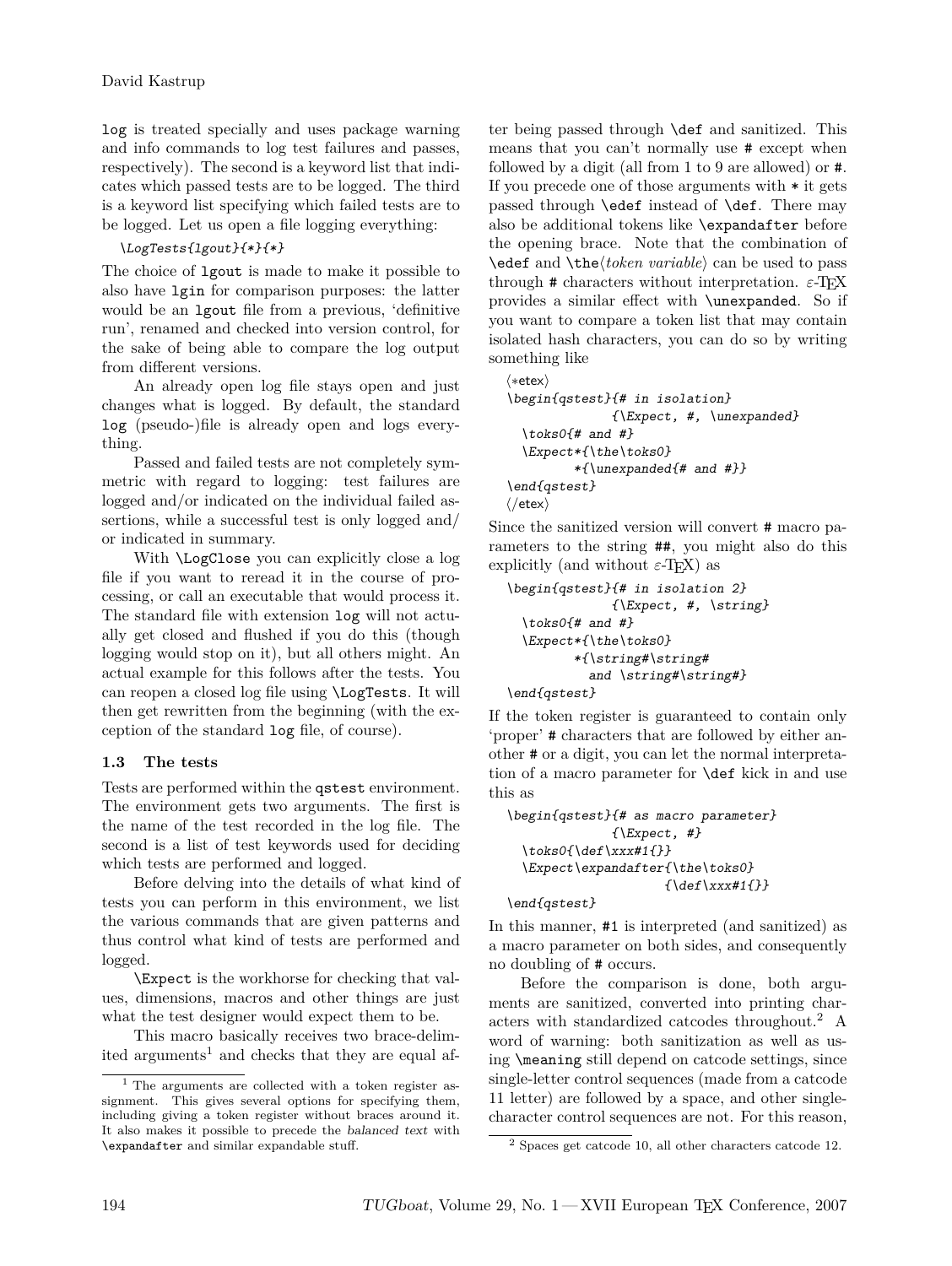log is treated specially and uses package warning and info commands to log test failures and passes, respectively). The second is a keyword list that indicates which passed tests are to be logged. The third is a keyword list specifying which failed tests are to be logged. Let us open a file logging everything:

```
\LogTests{lgout}{*}{*}
```

The choice of lgout is made to make it possible to also have lgin for comparison purposes: the latter would be an lgout file from a previous, 'definitive run', renamed and checked into version control, for the sake of being able to compare the log output from different versions.

An already open log file stays open and just changes what is logged. By default, the standard log (pseudo-)file is already open and logs everything.

Passed and failed tests are not completely symmetric with regard to logging: test failures are logged and/or indicated on the individual failed assertions, while a successful test is only logged and/or indicated in summary.

With \LogClose you can explicitly close a log file if you want to reread it in the course of processing, or call an executable that would process it. The standard file with extension log will not actually get closed and flushed if you do this (though logging would stop on it), but all others might. An actual example for this follows after the tests. You can reopen a closed log file using \LogTests. It will then get rewritten from the beginning (with the exception of the standard log file, of course).

### 1.3 The tests

Tests are performed within the qstest environment. The environment gets two arguments. The first is the name of the test recorded in the log file. The second is a list of test keywords used for deciding which tests are performed and logged.

Before delving into the details of what kind of tests you can perform in this environment, we list the various commands that are given patterns and thus control what kind of tests are performed and logged.

\Expect is the workhorse for checking that values, dimensions, macros and other things are just what the test designer would expect them to be.

This macro basically receives two brace-delimited arguments[1] and checks that they are equal after being passed through \def and sanitized. This means that you can't normally use # except when followed by a digit (all from 1 to 9 are allowed) or #. If you precede one of those arguments with * it gets passed through \edef instead of \def. There may also be additional tokens like \expandafter before the opening brace. Note that the combination of \edef and \the⟨*token variable*⟩ can be used to pass through # characters without interpretation. ε-TeX provides a similar effect with \unexpanded. So if you want to compare a token list that may contain isolated hash characters, you can do so by writing something like

```
⟨*etex⟩
\begin{qstest}{# in isolation}
              {\Expect, #, \unexpanded}
  \toks0{# and #}
  \Expect*{\the\toks0}
         *{\unexpanded{# and #}}
\end{qstest}
⟨/etex⟩
```

Since the sanitized version will convert # macro parameters to the string ##, you might also do this explicitly (and without ε-TeX) as

```
\begin{qstest}{# in isolation 2}
              {\Expect, #, \string}
  \toks0{# and #}
  \Expect*{\the\toks0}
         *{\string#\string#
           and \string#\string#}
\end{qstest}
```

If the token register is guaranteed to contain only 'proper' # characters that are followed by either another # or a digit, you can let the normal interpretation of a macro parameter for \def kick in and use this as

```
\begin{qstest}{# as macro parameter}
              {\Expect, #}
  \toks0{\def\xxx#1{}}
  \Expect\expandafter{\the\toks0}
                     {\def\xxx#1{}}
\end{qstest}
```

In this manner, #1 is interpreted (and sanitized) as a macro parameter on both sides, and consequently no doubling of # occurs.

Before the comparison is done, both arguments are sanitized, converted into printing characters with standardized catcodes throughout.[2] A word of warning: both sanitization as well as using \meaning still depend on catcode settings, since single-letter control sequences (made from a catcode 11 letter) are followed by a space, and other single-character control sequences are not. For this reason,

---

[1] The arguments are collected with a token register assignment. This gives several options for specifying them, including giving a token register without braces around it. It also makes it possible to precede the *balanced text* with \expandafter and similar expandable stuff.

[2] Spaces get catcode 10, all other characters catcode 12.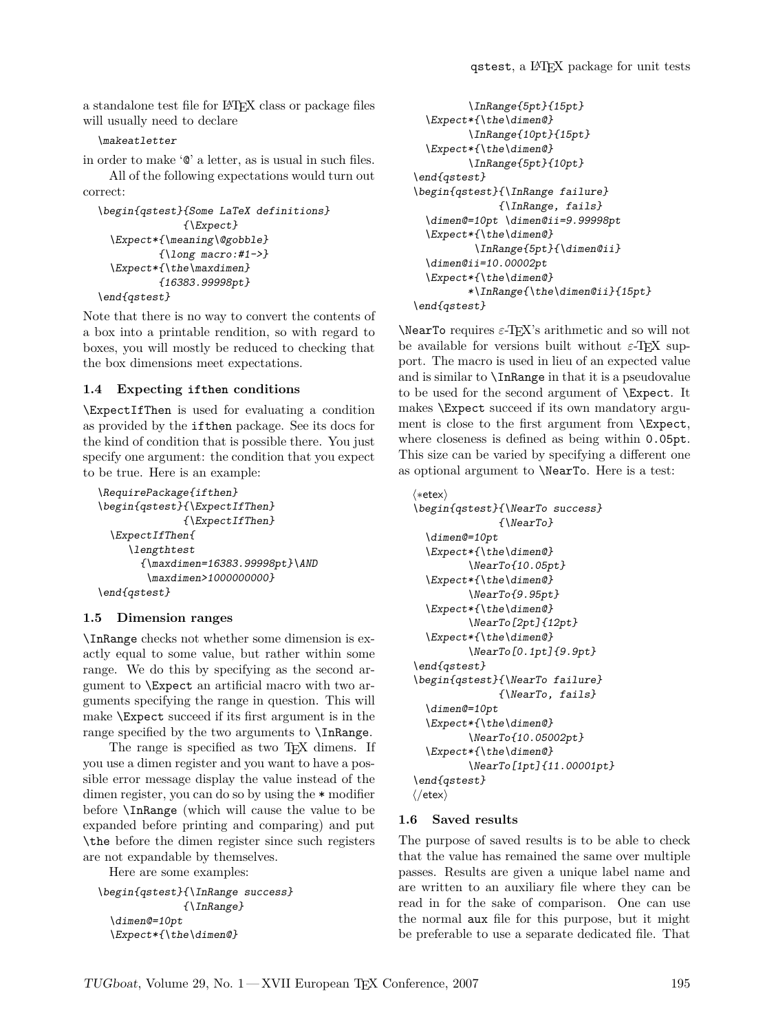a standalone test file for LaTeX class or package files will usually need to declare

```
\makeatletter
```

in order to make '@' a letter, as is usual in such files.

All of the following expectations would turn out correct:

```
\begin{qstest}{Some LaTeX definitions}
              {\Expect}
  \Expect*{\meaning\@gobble}
          {\long macro:#1->}
  \Expect*{\the\maxdimen}
          {16383.99998pt}
\end{qstest}
```

Note that there is no way to convert the contents of a box into a printable rendition, so with regard to boxes, you will mostly be reduced to checking that the box dimensions meet expectations.

### 1.4 Expecting ifthen conditions

`\ExpectIfThen` is used for evaluating a condition as provided by the ifthen package. See its docs for the kind of condition that is possible there. You just specify one argument: the condition that you expect to be true. Here is an example:

```
\RequirePackage{ifthen}
\begin{qstest}{\ExpectIfThen}
              {\ExpectIfThen}
  \ExpectIfThen{
     \lengthtest
       {\maxdimen=16383.99998pt}\AND
        \maxdimen>1000000000}
\end{qstest}
```

### 1.5 Dimension ranges

`\InRange` checks not whether some dimension is exactly equal to some value, but rather within some range. We do this by specifying as the second argument to `\Expect` an artificial macro with two arguments specifying the range in question. This will make `\Expect` succeed if its first argument is in the range specified by the two arguments to `\InRange`.

The range is specified as two TeX dimens. If you use a dimen register and you want to have a possible error message display the value instead of the dimen register, you can do so by using the * modifier before `\InRange` (which will cause the value to be expanded before printing and comparing) and put `\the` before the dimen register since such registers are not expandable by themselves.

Here are some examples:

```
\begin{qstest}{\InRange success}
              {\InRange}
  \dimen@=10pt
  \Expect*{\the\dimen@}
          \InRange{5pt}{15pt}
  \Expect*{\the\dimen@}
          \InRange{10pt}{15pt}
  \Expect*{\the\dimen@}
          \InRange{5pt}{10pt}
\end{qstest}
\begin{qstest}{\InRange failure}
              {\InRange, fails}
  \dimen@=10pt \dimen@ii=9.99998pt
  \Expect*{\the\dimen@}
          \InRange{5pt}{\dimen@ii}
  \dimen@ii=10.00002pt
  \Expect*{\the\dimen@}
         *\InRange{\the\dimen@ii}{15pt}
\end{qstest}
```

`\NearTo` requires ε-TeX's arithmetic and so will not be available for versions built without ε-TeX support. The macro is used in lieu of an expected value and is similar to `\InRange` in that it is a pseudovalue to be used for the second argument of `\Expect`. It makes `\Expect` succeed if its own mandatory argument is close to the first argument from `\Expect`, where closeness is defined as being within 0.05pt. This size can be varied by specifying a different one as optional argument to `\NearTo`. Here is a test:

```
⟨*etex⟩
\begin{qstest}{\NearTo success}
              {\NearTo}
  \dimen@=10pt
  \Expect*{\the\dimen@}
          \NearTo{10.05pt}
  \Expect*{\the\dimen@}
          \NearTo{9.95pt}
  \Expect*{\the\dimen@}
          \NearTo[2pt]{12pt}
  \Expect*{\the\dimen@}
          \NearTo[0.1pt]{9.9pt}
\end{qstest}
\begin{qstest}{\NearTo failure}
              {\NearTo, fails}
  \dimen@=10pt
  \Expect*{\the\dimen@}
          \NearTo{10.05002pt}
  \Expect*{\the\dimen@}
          \NearTo[1pt]{11.00001pt}
\end{qstest}
⟨/etex⟩
```

### 1.6 Saved results

The purpose of saved results is to be able to check that the value has remained the same over multiple passes. Results are given a unique label name and are written to an auxiliary file where they can be read in for the sake of comparison. One can use the normal aux file for this purpose, but it might be preferable to use a separate dedicated file. That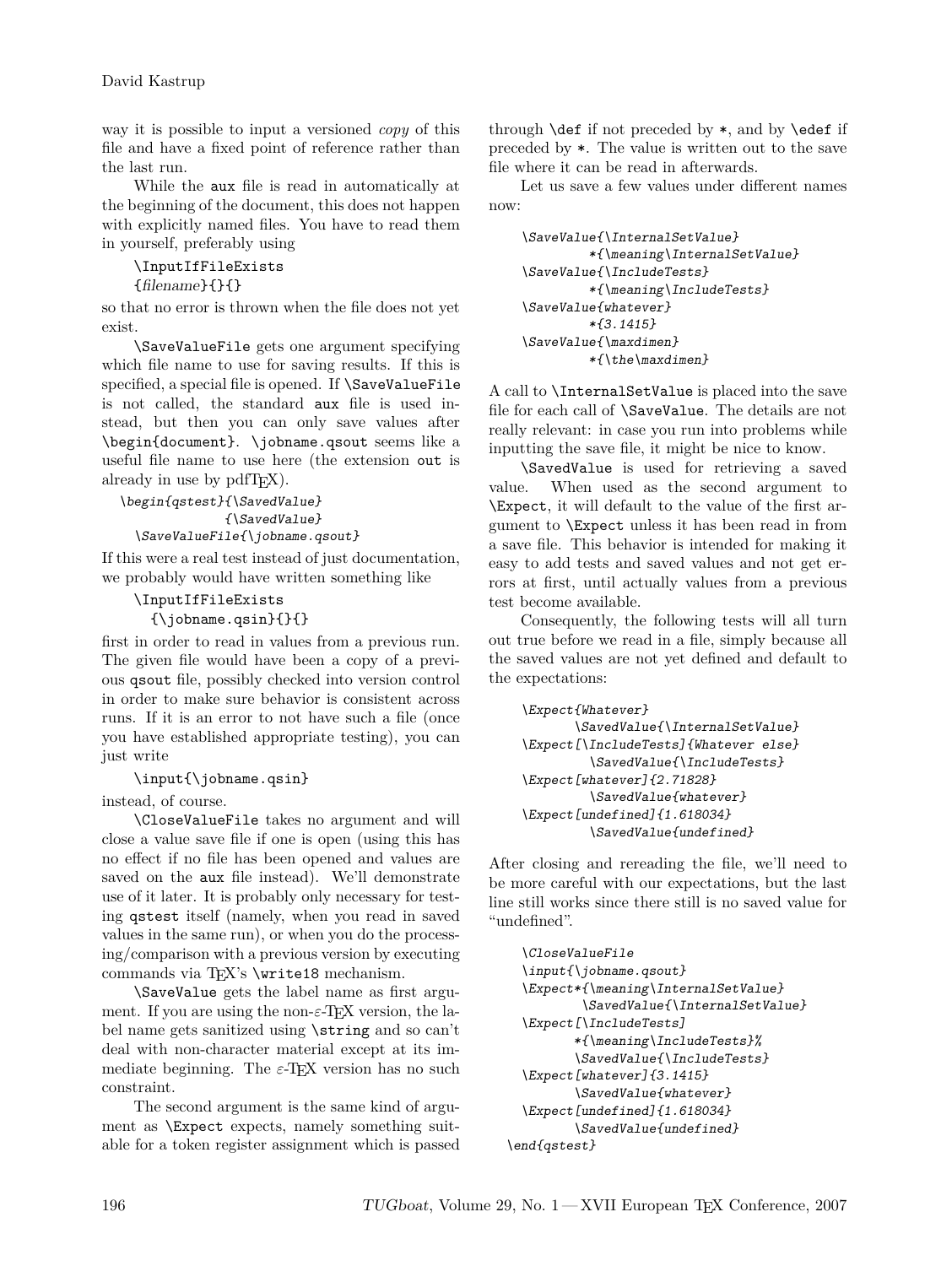way it is possible to input a versioned *copy* of this file and have a fixed point of reference rather than the last run.

While the aux file is read in automatically at the beginning of the document, this does not happen with explicitly named files. You have to read them in yourself, preferably using

```
\InputIfFileExists
{filename}{}{}
```

so that no error is thrown when the file does not yet exist.

`\SaveValueFile` gets one argument specifying which file name to use for saving results. If this is specified, a special file is opened. If `\SaveValueFile` is not called, the standard aux file is used instead, but then you can only save values after `\begin{document}`. `\jobname.qsout` seems like a useful file name to use here (the extension out is already in use by pdfTEX).

```
\begin{qstest}{\SavedValue}
              {\SavedValue}
  \SaveValueFile{\jobname.qsout}
```

If this were a real test instead of just documentation, we probably would have written something like

```
\InputIfFileExists
  {\jobname.qsin}{}{}
```

first in order to read in values from a previous run. The given file would have been a copy of a previous qsout file, possibly checked into version control in order to make sure behavior is consistent across runs. If it is an error to not have such a file (once you have established appropriate testing), you can just write

```
\input{\jobname.qsin}
```

instead, of course.

`\CloseValueFile` takes no argument and will close a value save file if one is open (using this has no effect if no file has been opened and values are saved on the aux file instead). We'll demonstrate use of it later. It is probably only necessary for testing qstest itself (namely, when you read in saved values in the same run), or when you do the processing/comparison with a previous version by executing commands via TEX's `\write18` mechanism.

`\SaveValue` gets the label name as first argument. If you are using the non-$\varepsilon$-TEX version, the label name gets sanitized using `\string` and so can't deal with non-character material except at its immediate beginning. The $\varepsilon$-TEX version has no such constraint.

The second argument is the same kind of argument as `\Expect` expects, namely something suitable for a token register assignment which is passed through `\def` if not preceded by `*`, and by `\edef` if preceded by `*`. The value is written out to the save file where it can be read in afterwards.

Let us save a few values under different names now:

```
\SaveValue{\InternalSetValue}
        *{\meaning\InternalSetValue}
\SaveValue{\IncludeTests}
        *{\meaning\IncludeTests}
\SaveValue{whatever}
        *{3.1415}
\SaveValue{\maxdimen}
        *{\the\maxdimen}
```

A call to `\InternalSetValue` is placed into the save file for each call of `\SaveValue`. The details are not really relevant: in case you run into problems while inputting the save file, it might be nice to know.

`\SavedValue` is used for retrieving a saved value. When used as the second argument to `\Expect`, it will default to the value of the first argument to `\Expect` unless it has been read in from a save file. This behavior is intended for making it easy to add tests and saved values and not get errors at first, until actually values from a previous test become available.

Consequently, the following tests will all turn out true before we read in a file, simply because all the saved values are not yet defined and default to the expectations:

```
\Expect{Whatever}
      \SavedValue{\InternalSetValue}
\Expect[\IncludeTests]{Whatever else}
        \SavedValue{\IncludeTests}
\Expect[whatever]{2.71828}
        \SavedValue{whatever}
\Expect[undefined]{1.618034}
        \SavedValue{undefined}
```

After closing and rereading the file, we'll need to be more careful with our expectations, but the last line still works since there still is no saved value for "undefined".

```
  \CloseValueFile
  \input{\jobname.qsout}
  \Expect*{\meaning\InternalSetValue}
         \SavedValue{\InternalSetValue}
  \Expect[\IncludeTests]
        *{\meaning\IncludeTests}%
        \SavedValue{\IncludeTests}
  \Expect[whatever]{3.1415}
        \SavedValue{whatever}
  \Expect[undefined]{1.618034}
        \SavedValue{undefined}
\end{qstest}
```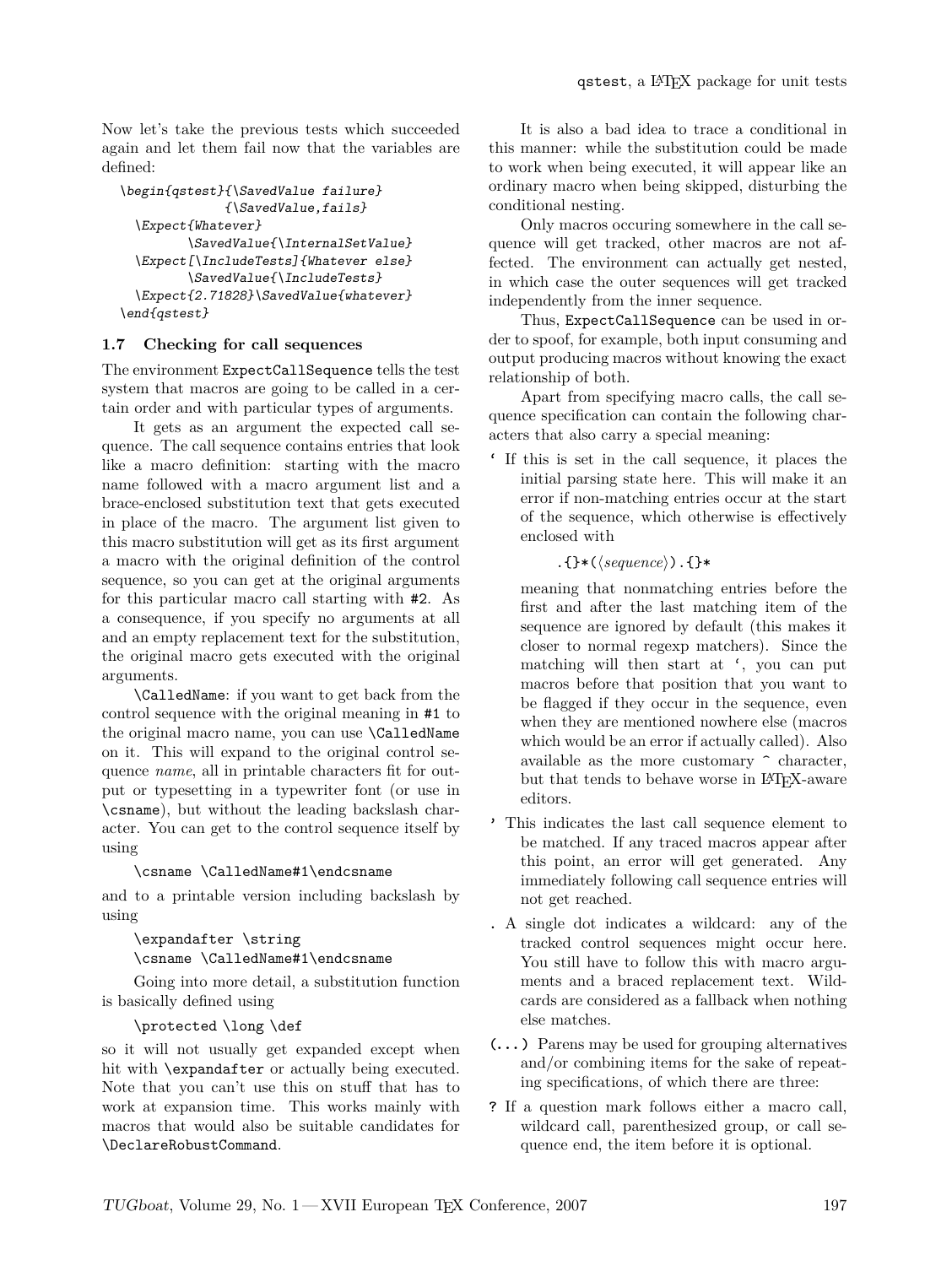Now let's take the previous tests which succeeded again and let them fail now that the variables are defined:

```
\begin{qstest}{\SavedValue failure}
             {\SavedValue,fails}
  \Expect{Whatever}
        \SavedValue{\InternalSetValue}
  \Expect[\IncludeTests]{Whatever else}
        \SavedValue{\IncludeTests}
  \Expect{2.71828}\SavedValue{whatever}
\end{qstest}
```

### 1.7 Checking for call sequences

The environment `ExpectCallSequence` tells the test system that macros are going to be called in a certain order and with particular types of arguments.

It gets as an argument the expected call sequence. The call sequence contains entries that look like a macro definition: starting with the macro name followed with a macro argument list and a brace-enclosed substitution text that gets executed in place of the macro. The argument list given to this macro substitution will get as its first argument a macro with the original definition of the control sequence, so you can get at the original arguments for this particular macro call starting with `#2`. As a consequence, if you specify no arguments at all and an empty replacement text for the substitution, the original macro gets executed with the original arguments.

`\CalledName`: if you want to get back from the control sequence with the original meaning in `#1` to the original macro name, you can use `\CalledName` on it. This will expand to the original control sequence *name*, all in printable characters fit for output or typesetting in a typewriter font (or use in `\csname`), but without the leading backslash character. You can get to the control sequence itself by using

```
\csname \CalledName#1\endcsname
```

and to a printable version including backslash by using

```
\expandafter \string
\csname \CalledName#1\endcsname
```

Going into more detail, a substitution function is basically defined using

```
\protected \long \def
```

so it will not usually get expanded except when hit with `\expandafter` or actually being executed. Note that you can't use this on stuff that has to work at expansion time. This works mainly with macros that would also be suitable candidates for `\DeclareRobustCommand`.

It is also a bad idea to trace a conditional in this manner: while the substitution could be made to work when being executed, it will appear like an ordinary macro when being skipped, disturbing the conditional nesting.

Only macros occuring somewhere in the call sequence will get tracked, other macros are not affected. The environment can actually get nested, in which case the outer sequences will get tracked independently from the inner sequence.

Thus, `ExpectCallSequence` can be used in order to spoof, for example, both input consuming and output producing macros without knowing the exact relationship of both.

Apart from specifying macro calls, the call sequence specification can contain the following characters that also carry a special meaning:

**`** If this is set in the call sequence, it places the initial parsing state here. This will make it an error if non-matching entries occur at the start of the sequence, which otherwise is effectively enclosed with

`.{}*(⟨sequence⟩).{}*`

meaning that nonmatching entries before the first and after the last matching item of the sequence are ignored by default (this makes it closer to normal regexp matchers). Since the matching will then start at `, you can put macros before that position that you want to be flagged if they occur in the sequence, even when they are mentioned nowhere else (macros which would be an error if actually called). Also available as the more customary ^ character, but that tends to behave worse in LaTeX-aware editors.

**'** This indicates the last call sequence element to be matched. If any traced macros appear after this point, an error will get generated. Any immediately following call sequence entries will not get reached.

**.** A single dot indicates a wildcard: any of the tracked control sequences might occur here. You still have to follow this with macro arguments and a braced replacement text. Wildcards are considered as a fallback when nothing else matches.

**(...)** Parens may be used for grouping alternatives and/or combining items for the sake of repeating specifications, of which there are three:

**?** If a question mark follows either a macro call, wildcard call, parenthesized group, or call sequence end, the item before it is optional.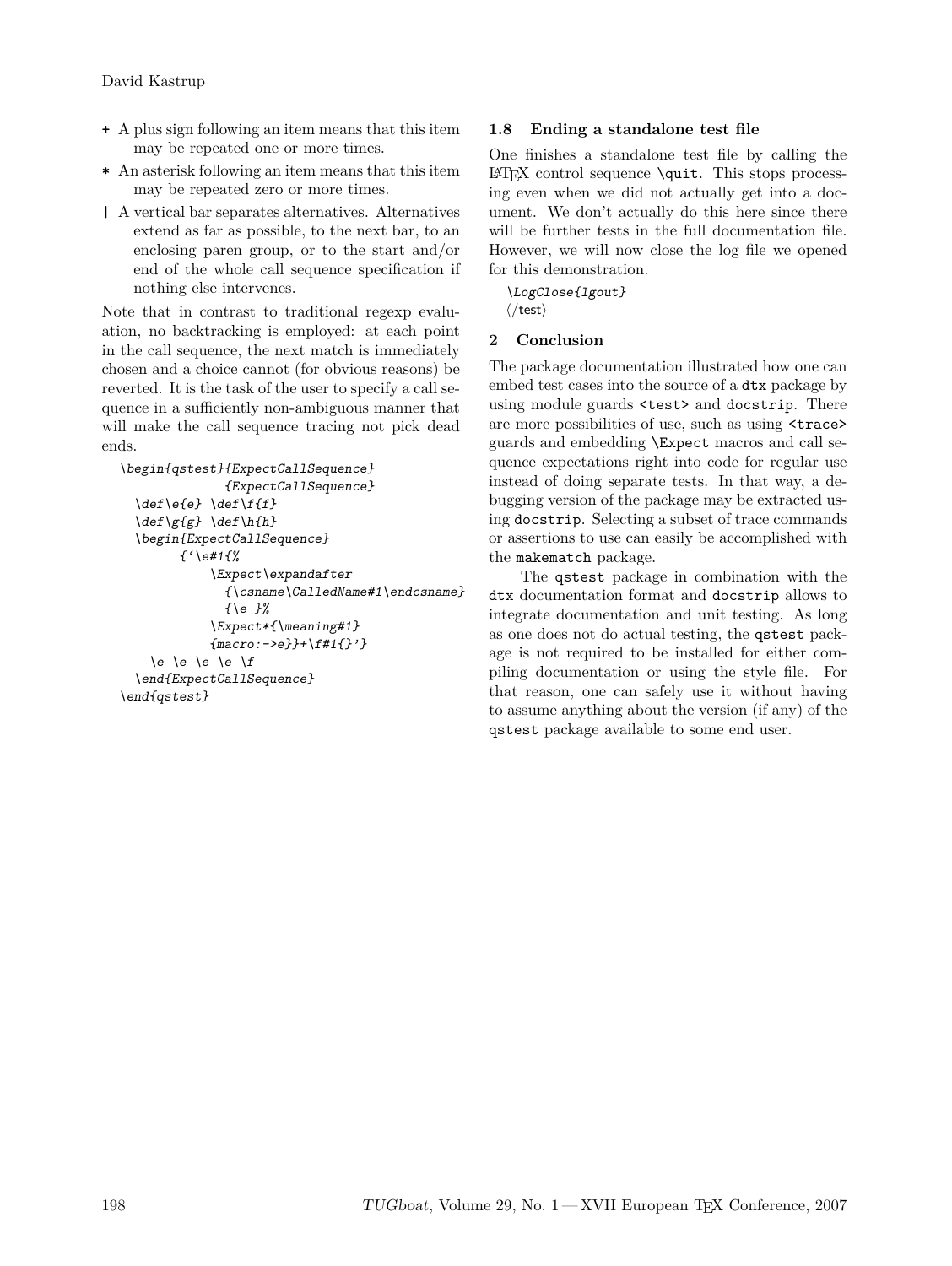- **+** A plus sign following an item means that this item may be repeated one or more times.
- **\*** An asterisk following an item means that this item may be repeated zero or more times.
- **|** A vertical bar separates alternatives. Alternatives extend as far as possible, to the next bar, to an enclosing paren group, or to the start and/or end of the whole call sequence specification if nothing else intervenes.

Note that in contrast to traditional regexp evaluation, no backtracking is employed: at each point in the call sequence, the next match is immediately chosen and a choice cannot (for obvious reasons) be reverted. It is the task of the user to specify a call sequence in a sufficiently non-ambiguous manner that will make the call sequence tracing not pick dead ends.

```
\begin{qstest}{ExpectCallSequence}
             {ExpectCallSequence}
  \def\e{e} \def\f{f}
  \def\g{g} \def\h{h}
  \begin{ExpectCallSequence}
        {‘\e#1{%
             \Expect\expandafter
               {\csname\CalledName#1\endcsname}
               {\e }%
             \Expect*{\meaning#1}
             {macro:->e}}+\f#1{}’}
    \e \e \e \e \f
  \end{ExpectCallSequence}
\end{qstest}
```

### 1.8 Ending a standalone test file

One finishes a standalone test file by calling the LaTeX control sequence `\quit`. This stops processing even when we did not actually get into a document. We don't actually do this here since there will be further tests in the full documentation file. However, we will now close the log file we opened for this demonstration.

```
\LogClose{lgout}
⟨/test⟩
```

## 2 Conclusion

The package documentation illustrated how one can embed test cases into the source of a `dtx` package by using module guards `<test>` and `docstrip`. There are more possibilities of use, such as using `<trace>` guards and embedding `\Expect` macros and call sequence expectations right into code for regular use instead of doing separate tests. In that way, a debugging version of the package may be extracted using `docstrip`. Selecting a subset of trace commands or assertions to use can easily be accomplished with the `makematch` package.

The `qstest` package in combination with the `dtx` documentation format and `docstrip` allows to integrate documentation and unit testing. As long as one does not do actual testing, the `qstest` package is not required to be installed for either compiling documentation or using the style file. For that reason, one can safely use it without having to assume anything about the version (if any) of the `qstest` package available to some end user.